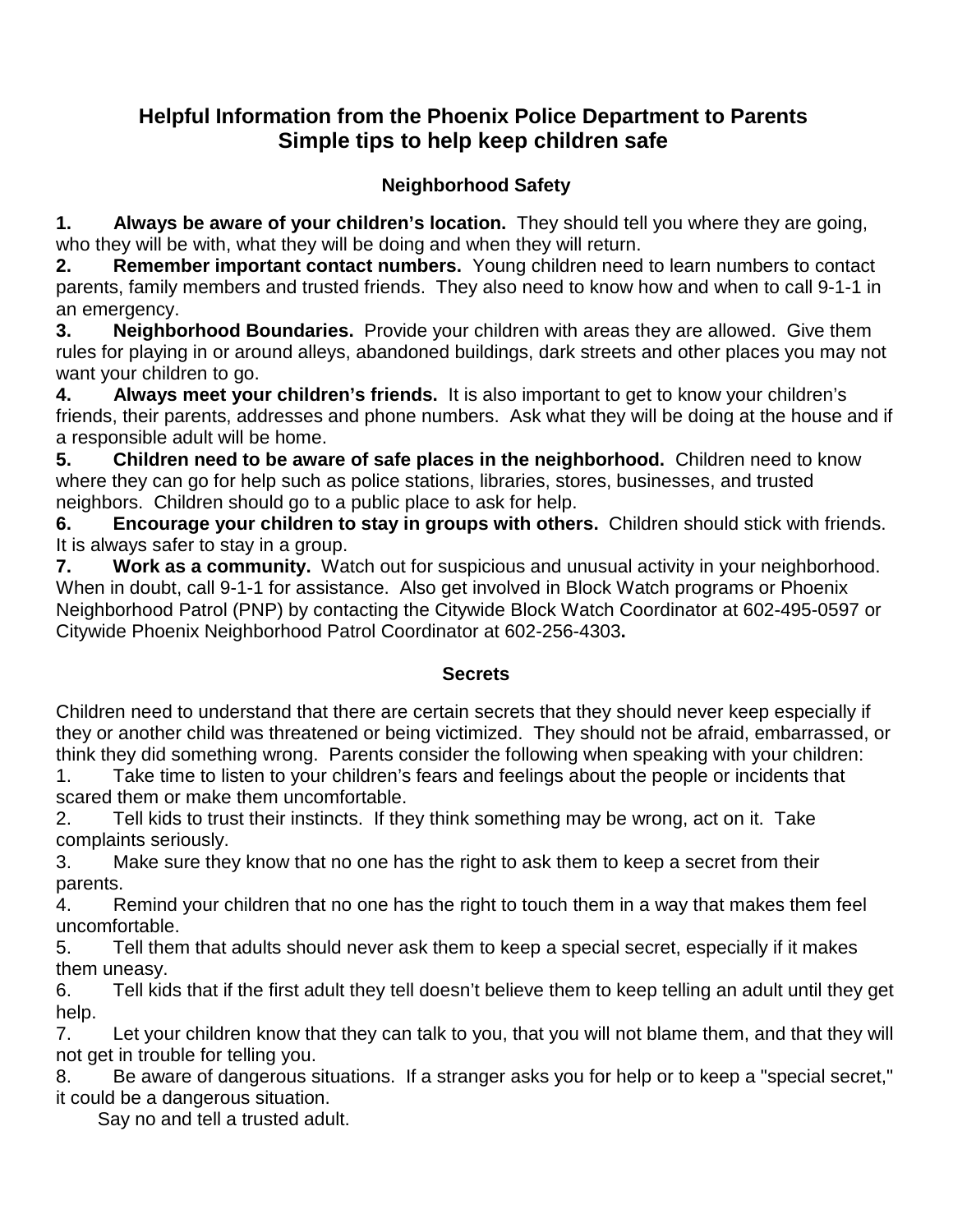# Helpful Information from the Phoenix Police Department to Parents
# Simple tips to help keep children safe

## Neighborhood Safety

1. **Always be aware of your children's location.** They should tell you where they are going, who they will be with, what they will be doing and when they will return.
2. **Remember important contact numbers.** Young children need to learn numbers to contact parents, family members and trusted friends. They also need to know how and when to call 9-1-1 in an emergency.
3. **Neighborhood Boundaries.** Provide your children with areas they are allowed. Give them rules for playing in or around alleys, abandoned buildings, dark streets and other places you may not want your children to go.
4. **Always meet your children's friends.** It is also important to get to know your children's friends, their parents, addresses and phone numbers. Ask what they will be doing at the house and if a responsible adult will be home.
5. **Children need to be aware of safe places in the neighborhood.** Children need to know where they can go for help such as police stations, libraries, stores, businesses, and trusted neighbors. Children should go to a public place to ask for help.
6. **Encourage your children to stay in groups with others.** Children should stick with friends. It is always safer to stay in a group.
7. **Work as a community.** Watch out for suspicious and unusual activity in your neighborhood. When in doubt, call 9-1-1 for assistance. Also get involved in Block Watch programs or Phoenix Neighborhood Patrol (PNP) by contacting the Citywide Block Watch Coordinator at 602-495-0597 or Citywide Phoenix Neighborhood Patrol Coordinator at 602-256-4303**.**

## Secrets

Children need to understand that there are certain secrets that they should never keep especially if they or another child was threatened or being victimized. They should not be afraid, embarrassed, or think they did something wrong. Parents consider the following when speaking with your children:

1. Take time to listen to your children's fears and feelings about the people or incidents that scared them or make them uncomfortable.
2. Tell kids to trust their instincts. If they think something may be wrong, act on it. Take complaints seriously.
3. Make sure they know that no one has the right to ask them to keep a secret from their parents.
4. Remind your children that no one has the right to touch them in a way that makes them feel uncomfortable.
5. Tell them that adults should never ask them to keep a special secret, especially if it makes them uneasy.
6. Tell kids that if the first adult they tell doesn't believe them to keep telling an adult until they get help.
7. Let your children know that they can talk to you, that you will not blame them, and that they will not get in trouble for telling you.
8. Be aware of dangerous situations. If a stranger asks you for help or to keep a "special secret," it could be a dangerous situation.

   Say no and tell a trusted adult.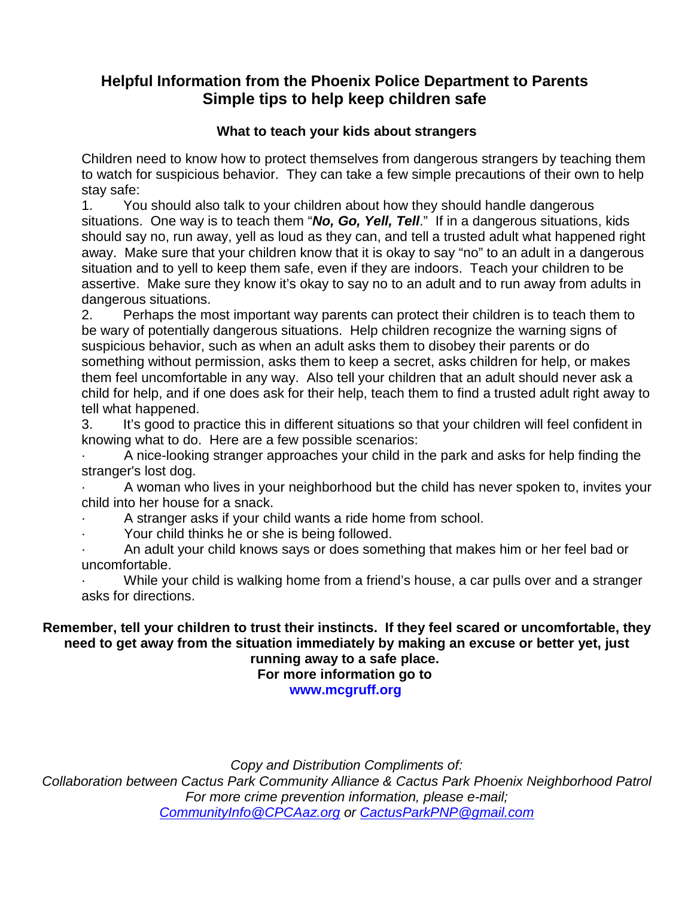## Helpful Information from the Phoenix Police Department to Parents
## Simple tips to help keep children safe

### What to teach your kids about strangers

Children need to know how to protect themselves from dangerous strangers by teaching them to watch for suspicious behavior. They can take a few simple precautions of their own to help stay safe:

1. You should also talk to your children about how they should handle dangerous situations. One way is to teach them "***No, Go, Yell, Tell***." If in a dangerous situations, kids should say no, run away, yell as loud as they can, and tell a trusted adult what happened right away. Make sure that your children know that it is okay to say "no" to an adult in a dangerous situation and to yell to keep them safe, even if they are indoors. Teach your children to be assertive. Make sure they know it's okay to say no to an adult and to run away from adults in dangerous situations.
2. Perhaps the most important way parents can protect their children is to teach them to be wary of potentially dangerous situations. Help children recognize the warning signs of suspicious behavior, such as when an adult asks them to disobey their parents or do something without permission, asks them to keep a secret, asks children for help, or makes them feel uncomfortable in any way. Also tell your children that an adult should never ask a child for help, and if one does ask for their help, teach them to find a trusted adult right away to tell what happened.
3. It's good to practice this in different situations so that your children will feel confident in knowing what to do. Here are a few possible scenarios:

- A nice-looking stranger approaches your child in the park and asks for help finding the stranger's lost dog.
- A woman who lives in your neighborhood but the child has never spoken to, invites your child into her house for a snack.
- A stranger asks if your child wants a ride home from school.
- Your child thinks he or she is being followed.
- An adult your child knows says or does something that makes him or her feel bad or uncomfortable.
- While your child is walking home from a friend's house, a car pulls over and a stranger asks for directions.

**Remember, tell your children to trust their instincts. If they feel scared or uncomfortable, they need to get away from the situation immediately by making an excuse or better yet, just running away to a safe place.**

**For more information go to**

**www.mcgruff.org**

*Copy and Distribution Compliments of:*

*Collaboration between Cactus Park Community Alliance & Cactus Park Phoenix Neighborhood Patrol*

*For more crime prevention information, please e-mail;*

*CommunityInfo@CPCAaz.org or CactusParkPNP@gmail.com*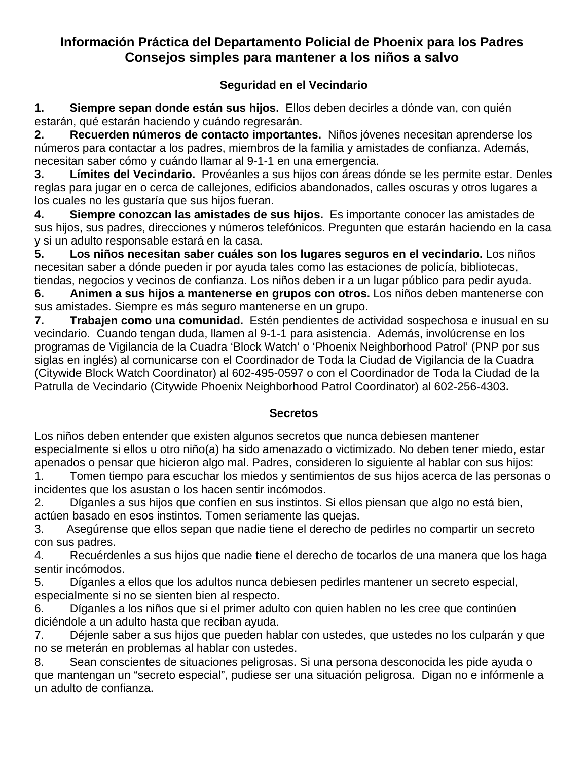# Información Práctica del Departamento Policial de Phoenix para los Padres
## Consejos simples para mantener a los niños a salvo

### Seguridad en el Vecindario

**1. Siempre sepan donde están sus hijos.** Ellos deben decirles a dónde van, con quién estarán, qué estarán haciendo y cuándo regresarán.
**2. Recuerden números de contacto importantes.** Niños jóvenes necesitan aprenderse los números para contactar a los padres, miembros de la familia y amistades de confianza. Además, necesitan saber cómo y cuándo llamar al 9-1-1 en una emergencia.
**3. Límites del Vecindario.** Provéanles a sus hijos con áreas dónde se les permite estar. Denles reglas para jugar en o cerca de callejones, edificios abandonados, calles oscuras y otros lugares a los cuales no les gustaría que sus hijos fueran.
**4. Siempre conozcan las amistades de sus hijos.** Es importante conocer las amistades de sus hijos, sus padres, direcciones y números telefónicos. Pregunten que estarán haciendo en la casa y si un adulto responsable estará en la casa.
**5. Los niños necesitan saber cuáles son los lugares seguros en el vecindario.** Los niños necesitan saber a dónde pueden ir por ayuda tales como las estaciones de policía, bibliotecas, tiendas, negocios y vecinos de confianza. Los niños deben ir a un lugar público para pedir ayuda.
**6. Animen a sus hijos a mantenerse en grupos con otros.** Los niños deben mantenerse con sus amistades. Siempre es más seguro mantenerse en un grupo.
**7. Trabajen como una comunidad.** Estén pendientes de actividad sospechosa e inusual en su vecindario. Cuando tengan duda, llamen al 9-1-1 para asistencia. Además, involúcrense en los programas de Vigilancia de la Cuadra 'Block Watch' o 'Phoenix Neighborhood Patrol' (PNP por sus siglas en inglés) al comunicarse con el Coordinador de Toda la Ciudad de Vigilancia de la Cuadra (Citywide Block Watch Coordinator) al 602-495-0597 o con el Coordinador de Toda la Ciudad de la Patrulla de Vecindario (Citywide Phoenix Neighborhood Patrol Coordinator) al 602-256-4303**.**

### Secretos

Los niños deben entender que existen algunos secretos que nunca debiesen mantener especialmente si ellos u otro niño(a) ha sido amenazado o victimizado. No deben tener miedo, estar apenados o pensar que hicieron algo mal. Padres, consideren lo siguiente al hablar con sus hijos:
1. Tomen tiempo para escuchar los miedos y sentimientos de sus hijos acerca de las personas o incidentes que los asustan o los hacen sentir incómodos.
2. Díganles a sus hijos que confíen en sus instintos. Si ellos piensan que algo no está bien, actúen basado en esos instintos. Tomen seriamente las quejas.
3. Asegúrense que ellos sepan que nadie tiene el derecho de pedirles no compartir un secreto con sus padres.
4. Recuérdenles a sus hijos que nadie tiene el derecho de tocarlos de una manera que los haga sentir incómodos.
5. Díganles a ellos que los adultos nunca debiesen pedirles mantener un secreto especial, especialmente si no se sienten bien al respecto.
6. Díganles a los niños que si el primer adulto con quien hablen no les cree que continúen diciéndole a un adulto hasta que reciban ayuda.
7. Déjenle saber a sus hijos que pueden hablar con ustedes, que ustedes no los culparán y que no se meterán en problemas al hablar con ustedes.
8. Sean conscientes de situaciones peligrosas. Si una persona desconocida les pide ayuda o que mantengan un "secreto especial", pudiese ser una situación peligrosa. Digan no e infórmenle a un adulto de confianza.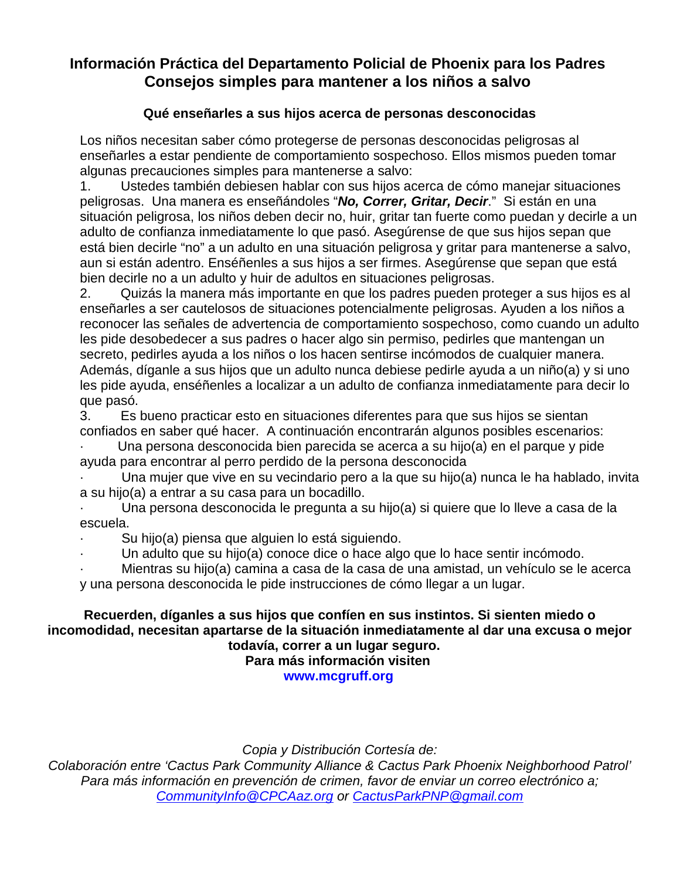# Información Práctica del Departamento Policial de Phoenix para los Padres
# Consejos simples para mantener a los niños a salvo

### Qué enseñarles a sus hijos acerca de personas desconocidas

Los niños necesitan saber cómo protegerse de personas desconocidas peligrosas al enseñarles a estar pendiente de comportamiento sospechoso. Ellos mismos pueden tomar algunas precauciones simples para mantenerse a salvo:

1. Ustedes también debiesen hablar con sus hijos acerca de cómo manejar situaciones peligrosas. Una manera es enseñándoles "***No, Correr, Gritar, Decir***." Si están en una situación peligrosa, los niños deben decir no, huir, gritar tan fuerte como puedan y decirle a un adulto de confianza inmediatamente lo que pasó. Asegúrense de que sus hijos sepan que está bien decirle "no" a un adulto en una situación peligrosa y gritar para mantenerse a salvo, aun si están adentro. Enséñenles a sus hijos a ser firmes. Asegúrense que sepan que está bien decirle no a un adulto y huir de adultos en situaciones peligrosas.
2. Quizás la manera más importante en que los padres pueden proteger a sus hijos es al enseñarles a ser cautelosos de situaciones potencialmente peligrosas. Ayuden a los niños a reconocer las señales de advertencia de comportamiento sospechoso, como cuando un adulto les pide desobedecer a sus padres o hacer algo sin permiso, pedirles que mantengan un secreto, pedirles ayuda a los niños o los hacen sentirse incómodos de cualquier manera. Además, díganle a sus hijos que un adulto nunca debiese pedirle ayuda a un niño(a) y si uno les pide ayuda, enséñenles a localizar a un adulto de confianza inmediatamente para decir lo que pasó.
3. Es bueno practicar esto en situaciones diferentes para que sus hijos se sientan confiados en saber qué hacer. A continuación encontrarán algunos posibles escenarios:
   - Una persona desconocida bien parecida se acerca a su hijo(a) en el parque y pide ayuda para encontrar al perro perdido de la persona desconocida
   - Una mujer que vive en su vecindario pero a la que su hijo(a) nunca le ha hablado, invita a su hijo(a) a entrar a su casa para un bocadillo.
   - Una persona desconocida le pregunta a su hijo(a) si quiere que lo lleve a casa de la escuela.
   - Su hijo(a) piensa que alguien lo está siguiendo.
   - Un adulto que su hijo(a) conoce dice o hace algo que lo hace sentir incómodo.
   - Mientras su hijo(a) camina a casa de la casa de una amistad, un vehículo se le acerca y una persona desconocida le pide instrucciones de cómo llegar a un lugar.

**Recuerden, díganles a sus hijos que confíen en sus instintos. Si sienten miedo o incomodidad, necesitan apartarse de la situación inmediatamente al dar una excusa o mejor todavía, correr a un lugar seguro.**

**Para más información visiten**

**www.mcgruff.org**

*Copia y Distribución Cortesía de:*

*Colaboración entre 'Cactus Park Community Alliance & Cactus Park Phoenix Neighborhood Patrol'*

*Para más información en prevención de crimen, favor de enviar un correo electrónico a;*

*CommunityInfo@CPCAaz.org or CactusParkPNP@gmail.com*